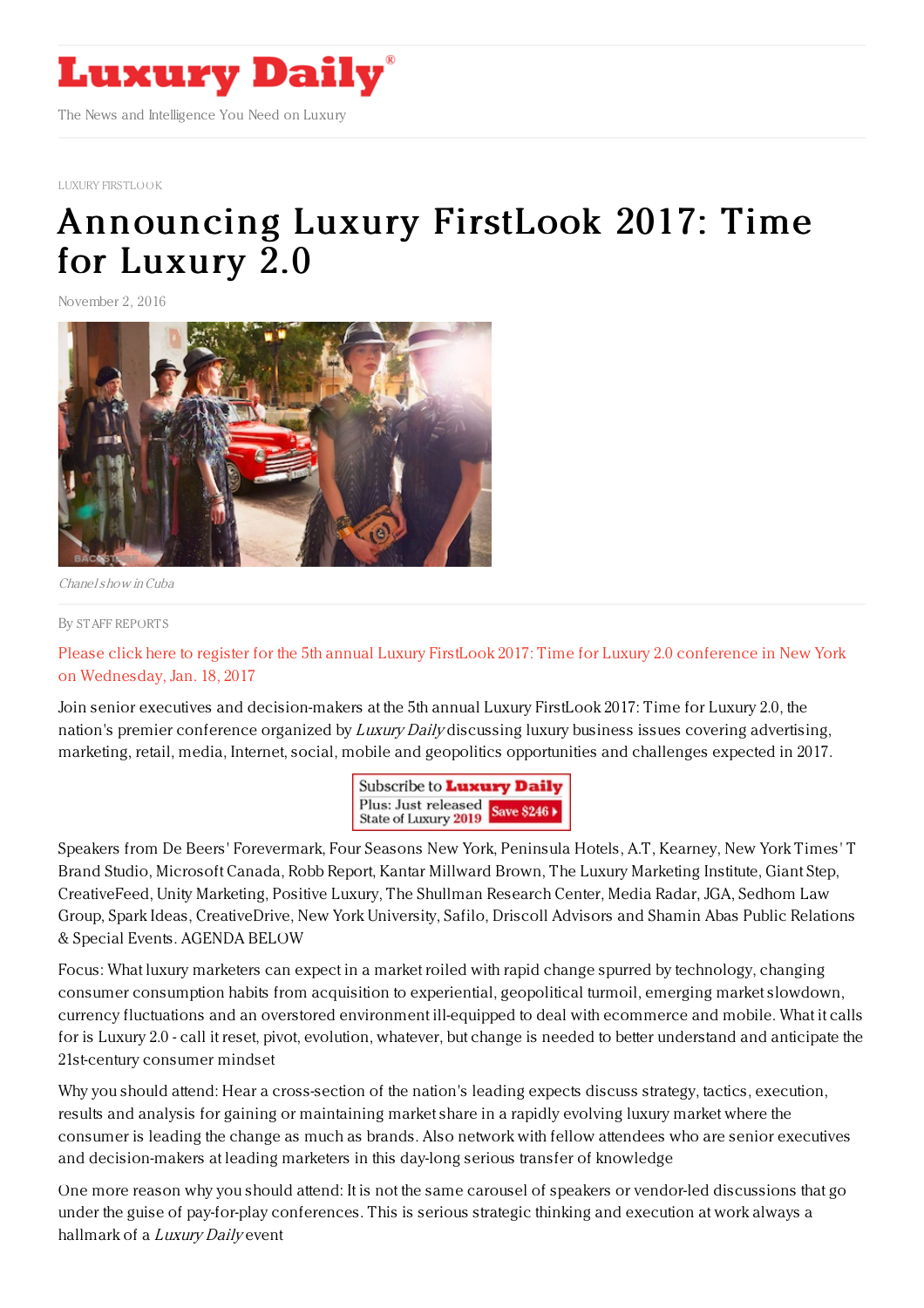# Luxury Daily

The News and Intelligence You Need on Luxury

LUXURY FIRSTLOOK

# Announcing Luxury FirstLook 2017: Time for Luxury 2.0

November 2, 2016

*Chanel show in Cuba*

By STAFF REPORTS

Please click here to register for the 5th annual Luxury FirstLook 2017: Time for Luxury 2.0 conference in New York on Wednesday, Jan. 18, 2017

Join senior executives and decision-makers at the 5th annual Luxury FirstLook 2017: Time for Luxury 2.0, the nation's premier conference organized by *Luxury Daily* discussing luxury business issues covering advertising, marketing, retail, media, Internet, social, mobile and geopolitics opportunities and challenges expected in 2017.

Speakers from De Beers' Forevermark, Four Seasons New York, Peninsula Hotels, A.T, Kearney, New York Times' T Brand Studio, Microsoft Canada, Robb Report, Kantar Millward Brown, The Luxury Marketing Institute, Giant Step, CreativeFeed, Unity Marketing, Positive Luxury, The Shullman Research Center, Media Radar, JGA, Sedhom Law Group, Spark Ideas, CreativeDrive, New York University, Safilo, Driscoll Advisors and Shamin Abas Public Relations & Special Events. AGENDA BELOW

Focus: What luxury marketers can expect in a market roiled with rapid change spurred by technology, changing consumer consumption habits from acquisition to experiential, geopolitical turmoil, emerging market slowdown, currency fluctuations and an overstored environment ill-equipped to deal with ecommerce and mobile. What it calls for is Luxury 2.0 - call it reset, pivot, evolution, whatever, but change is needed to better understand and anticipate the 21st-century consumer mindset

Why you should attend: Hear a cross-section of the nation's leading expects discuss strategy, tactics, execution, results and analysis for gaining or maintaining market share in a rapidly evolving luxury market where the consumer is leading the change as much as brands. Also network with fellow attendees who are senior executives and decision-makers at leading marketers in this day-long serious transfer of knowledge

One more reason why you should attend: It is not the same carousel of speakers or vendor-led discussions that go under the guise of pay-for-play conferences. This is serious strategic thinking and execution at work always a hallmark of a *Luxury Daily* event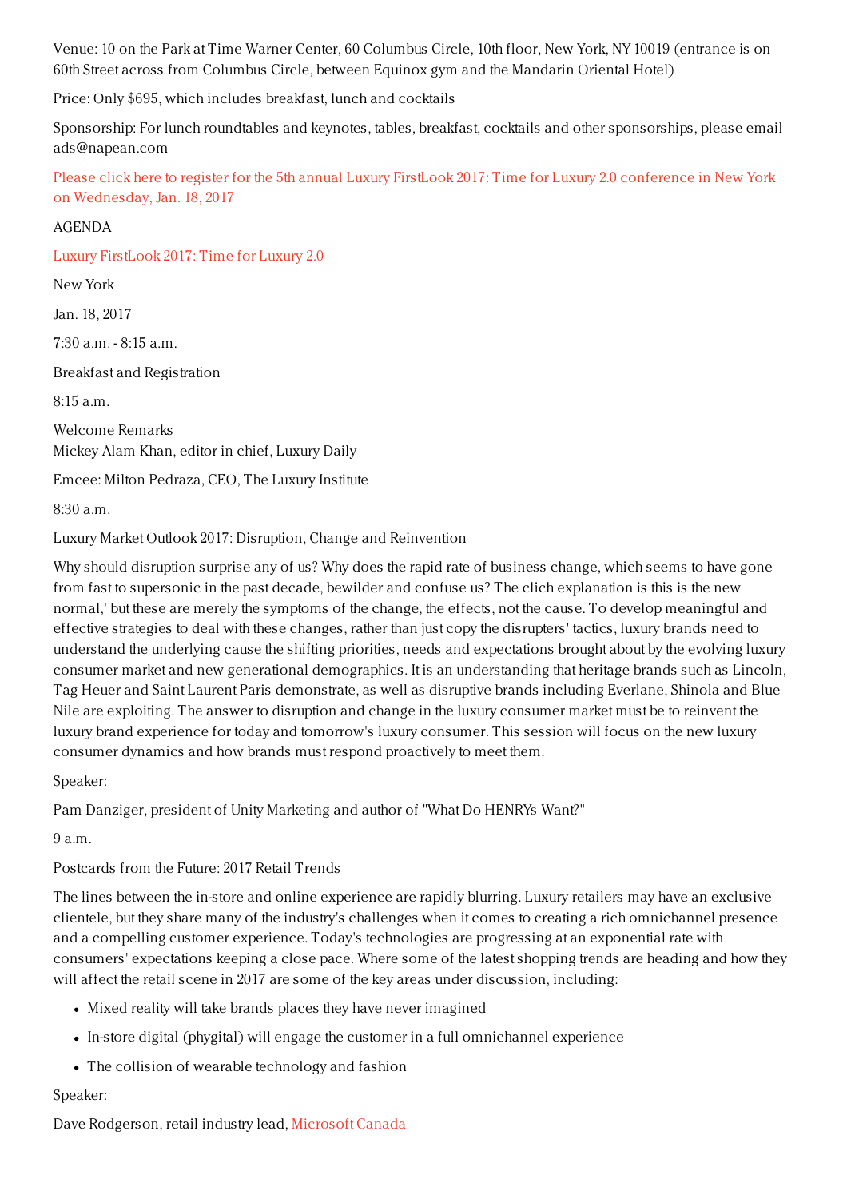Venue: 10 on the Park at Time Warner Center, 60 Columbus Circle, 10th floor, New York, NY 10019 (entrance is on 60th Street across from Columbus Circle, between Equinox gym and the Mandarin Oriental Hotel)

Price: Only $695, which includes breakfast, lunch and cocktails

Sponsorship: For lunch roundtables and keynotes, tables, breakfast, cocktails and other sponsorships, please email ads@napean.com

Please click here to register for the 5th annual Luxury FirstLook 2017: Time for Luxury 2.0 conference in New York on Wednesday, Jan. 18, 2017

AGENDA

Luxury FirstLook 2017: Time for Luxury 2.0

New York

Jan. 18, 2017

7:30 a.m. - 8:15 a.m.

Breakfast and Registration

8:15 a.m.

Welcome Remarks
Mickey Alam Khan, editor in chief, Luxury Daily

Emcee: Milton Pedraza, CEO, The Luxury Institute

8:30 a.m.

Luxury Market Outlook 2017: Disruption, Change and Reinvention

Why should disruption surprise any of us? Why does the rapid rate of business change, which seems to have gone from fast to supersonic in the past decade, bewilder and confuse us? The clich explanation is this is the new normal,' but these are merely the symptoms of the change, the effects, not the cause. To develop meaningful and effective strategies to deal with these changes, rather than just copy the disrupters' tactics, luxury brands need to understand the underlying cause the shifting priorities, needs and expectations brought about by the evolving luxury consumer market and new generational demographics. It is an understanding that heritage brands such as Lincoln, Tag Heuer and Saint Laurent Paris demonstrate, as well as disruptive brands including Everlane, Shinola and Blue Nile are exploiting. The answer to disruption and change in the luxury consumer market must be to reinvent the luxury brand experience for today and tomorrow's luxury consumer. This session will focus on the new luxury consumer dynamics and how brands must respond proactively to meet them.

Speaker:

Pam Danziger, president of Unity Marketing and author of "What Do HENRYs Want?"

9 a.m.

Postcards from the Future: 2017 Retail Trends

The lines between the in-store and online experience are rapidly blurring. Luxury retailers may have an exclusive clientele, but they share many of the industry's challenges when it comes to creating a rich omnichannel presence and a compelling customer experience. Today's technologies are progressing at an exponential rate with consumers' expectations keeping a close pace. Where some of the latest shopping trends are heading and how they will affect the retail scene in 2017 are some of the key areas under discussion, including:

- Mixed reality will take brands places they have never imagined
- In-store digital (phygital) will engage the customer in a full omnichannel experience
- The collision of wearable technology and fashion

Speaker:

Dave Rodgerson, retail industry lead, Microsoft Canada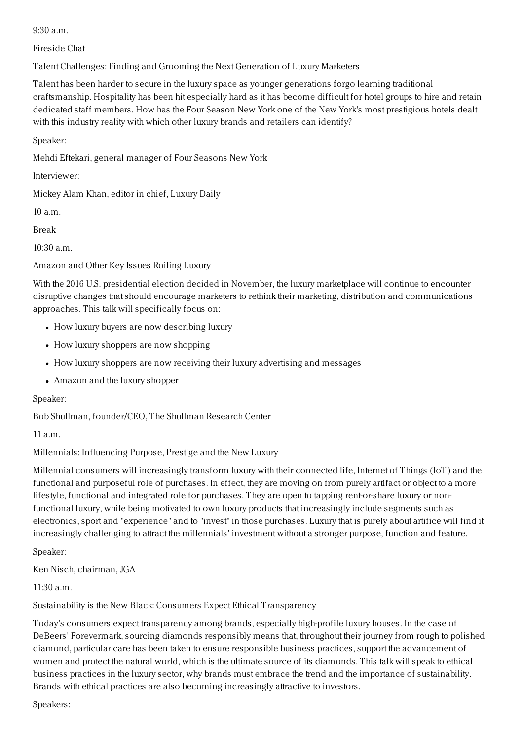9:30 a.m.

Fireside Chat

Talent Challenges: Finding and Grooming the Next Generation of Luxury Marketers

Talent has been harder to secure in the luxury space as younger generations forgo learning traditional craftsmanship. Hospitality has been hit especially hard as it has become difficult for hotel groups to hire and retain dedicated staff members. How has the Four Season New York one of the New York's most prestigious hotels dealt with this industry reality with which other luxury brands and retailers can identify?

Speaker:

Mehdi Eftekari, general manager of Four Seasons New York

Interviewer:

Mickey Alam Khan, editor in chief, Luxury Daily

10 a.m.

Break

10:30 a.m.

Amazon and Other Key Issues Roiling Luxury

With the 2016 U.S. presidential election decided in November, the luxury marketplace will continue to encounter disruptive changes that should encourage marketers to rethink their marketing, distribution and communications approaches. This talk will specifically focus on:

- How luxury buyers are now describing luxury
- How luxury shoppers are now shopping
- How luxury shoppers are now receiving their luxury advertising and messages
- Amazon and the luxury shopper

Speaker:

Bob Shullman, founder/CEO, The Shullman Research Center

11 a.m.

Millennials: Influencing Purpose, Prestige and the New Luxury

Millennial consumers will increasingly transform luxury with their connected life, Internet of Things (IoT) and the functional and purposeful role of purchases. In effect, they are moving on from purely artifact or object to a more lifestyle, functional and integrated role for purchases. They are open to tapping rent-or-share luxury or non-functional luxury, while being motivated to own luxury products that increasingly include segments such as electronics, sport and "experience" and to "invest" in those purchases. Luxury that is purely about artifice will find it increasingly challenging to attract the millennials' investment without a stronger purpose, function and feature.

Speaker:

Ken Nisch, chairman, JGA

11:30 a.m.

Sustainability is the New Black: Consumers Expect Ethical Transparency

Today's consumers expect transparency among brands, especially high-profile luxury houses. In the case of DeBeers' Forevermark, sourcing diamonds responsibly means that, throughout their journey from rough to polished diamond, particular care has been taken to ensure responsible business practices, support the advancement of women and protect the natural world, which is the ultimate source of its diamonds. This talk will speak to ethical business practices in the luxury sector, why brands must embrace the trend and the importance of sustainability. Brands with ethical practices are also becoming increasingly attractive to investors.

Speakers: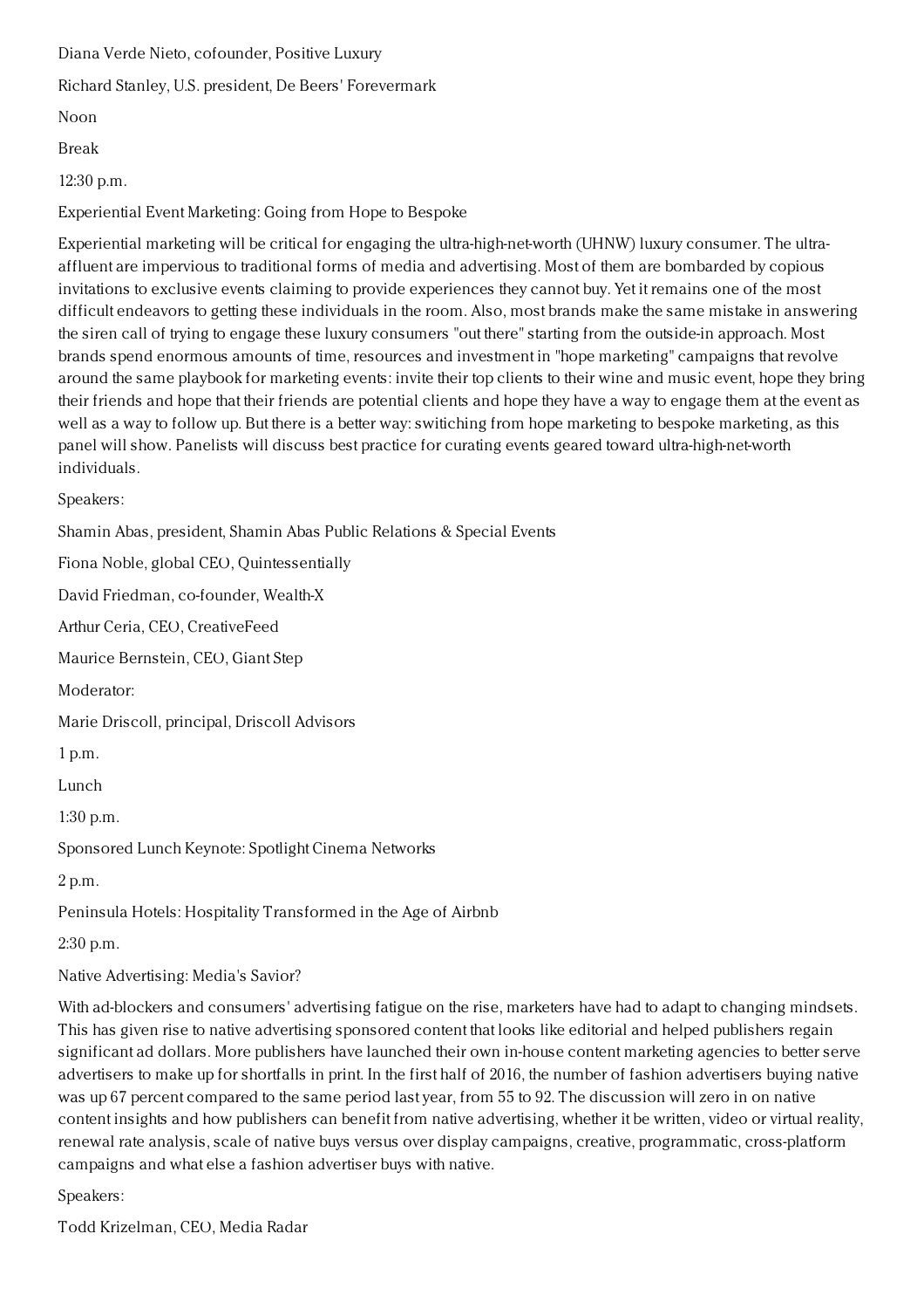Diana Verde Nieto, cofounder, Positive Luxury

Richard Stanley, U.S. president, De Beers' Forevermark

Noon

Break

12:30 p.m.

Experiential Event Marketing: Going from Hope to Bespoke

Experiential marketing will be critical for engaging the ultra-high-net-worth (UHNW) luxury consumer. The ultra-affluent are impervious to traditional forms of media and advertising. Most of them are bombarded by copious invitations to exclusive events claiming to provide experiences they cannot buy. Yet it remains one of the most difficult endeavors to getting these individuals in the room. Also, most brands make the same mistake in answering the siren call of trying to engage these luxury consumers "out there" starting from the outside-in approach. Most brands spend enormous amounts of time, resources and investment in "hope marketing" campaigns that revolve around the same playbook for marketing events: invite their top clients to their wine and music event, hope they bring their friends and hope that their friends are potential clients and hope they have a way to engage them at the event as well as a way to follow up. But there is a better way: switiching from hope marketing to bespoke marketing, as this panel will show. Panelists will discuss best practice for curating events geared toward ultra-high-net-worth individuals.

Speakers:

Shamin Abas, president, Shamin Abas Public Relations & Special Events

Fiona Noble, global CEO, Quintessentially

David Friedman, co-founder, Wealth-X

Arthur Ceria, CEO, CreativeFeed

Maurice Bernstein, CEO, Giant Step

Moderator:

Marie Driscoll, principal, Driscoll Advisors

1 p.m.

Lunch

1:30 p.m.

Sponsored Lunch Keynote: Spotlight Cinema Networks

2 p.m.

Peninsula Hotels: Hospitality Transformed in the Age of Airbnb

2:30 p.m.

Native Advertising: Media's Savior?

With ad-blockers and consumers' advertising fatigue on the rise, marketers have had to adapt to changing mindsets. This has given rise to native advertising sponsored content that looks like editorial and helped publishers regain significant ad dollars. More publishers have launched their own in-house content marketing agencies to better serve advertisers to make up for shortfalls in print. In the first half of 2016, the number of fashion advertisers buying native was up 67 percent compared to the same period last year, from 55 to 92. The discussion will zero in on native content insights and how publishers can benefit from native advertising, whether it be written, video or virtual reality, renewal rate analysis, scale of native buys versus over display campaigns, creative, programmatic, cross-platform campaigns and what else a fashion advertiser buys with native.

Speakers:

Todd Krizelman, CEO, Media Radar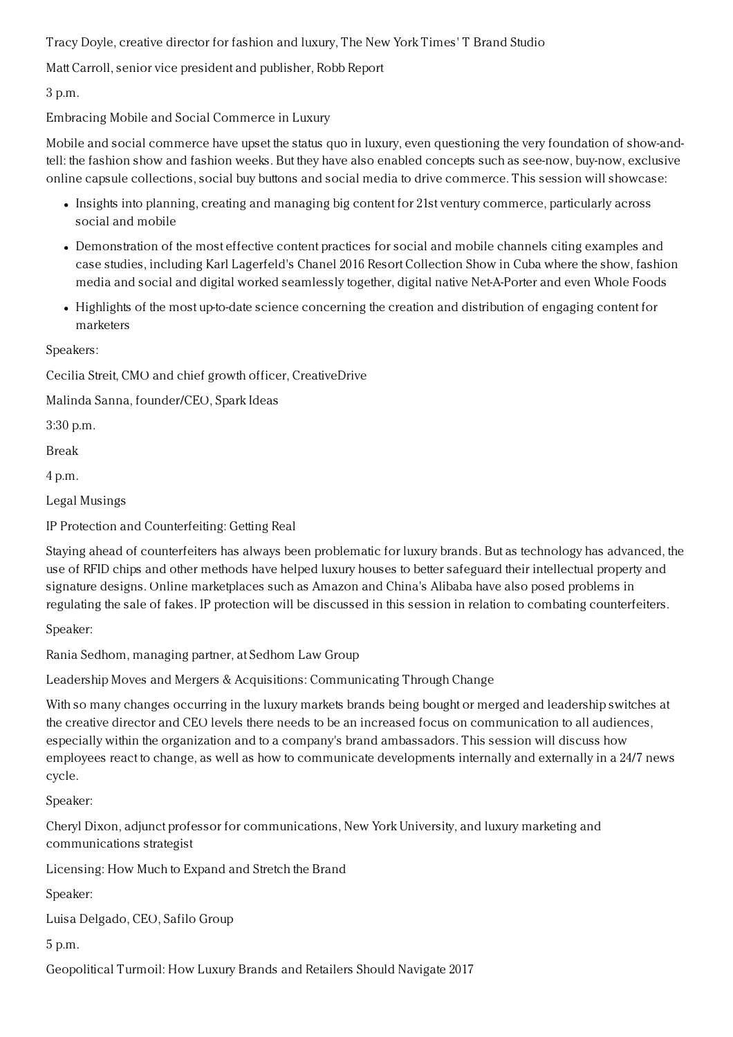Tracy Doyle, creative director for fashion and luxury, The New York Times' T Brand Studio

Matt Carroll, senior vice president and publisher, Robb Report

3 p.m.

Embracing Mobile and Social Commerce in Luxury

Mobile and social commerce have upset the status quo in luxury, even questioning the very foundation of show-and-tell: the fashion show and fashion weeks. But they have also enabled concepts such as see-now, buy-now, exclusive online capsule collections, social buy buttons and social media to drive commerce. This session will showcase:

- Insights into planning, creating and managing big content for 21st ventury commerce, particularly across social and mobile
- Demonstration of the most effective content practices for social and mobile channels citing examples and case studies, including Karl Lagerfeld's Chanel 2016 Resort Collection Show in Cuba where the show, fashion media and social and digital worked seamlessly together, digital native Net-A-Porter and even Whole Foods
- Highlights of the most up-to-date science concerning the creation and distribution of engaging content for marketers

Speakers:

Cecilia Streit, CMO and chief growth officer, CreativeDrive

Malinda Sanna, founder/CEO, Spark Ideas

3:30 p.m.

Break

4 p.m.

Legal Musings

IP Protection and Counterfeiting: Getting Real

Staying ahead of counterfeiters has always been problematic for luxury brands. But as technology has advanced, the use of RFID chips and other methods have helped luxury houses to better safeguard their intellectual property and signature designs. Online marketplaces such as Amazon and China's Alibaba have also posed problems in regulating the sale of fakes. IP protection will be discussed in this session in relation to combating counterfeiters.

Speaker:

Rania Sedhom, managing partner, at Sedhom Law Group

Leadership Moves and Mergers & Acquisitions: Communicating Through Change

With so many changes occurring in the luxury markets brands being bought or merged and leadership switches at the creative director and CEO levels there needs to be an increased focus on communication to all audiences, especially within the organization and to a company's brand ambassadors. This session will discuss how employees react to change, as well as how to communicate developments internally and externally in a 24/7 news cycle.

Speaker:

Cheryl Dixon, adjunct professor for communications, New York University, and luxury marketing and communications strategist

Licensing: How Much to Expand and Stretch the Brand

Speaker:

Luisa Delgado, CEO, Safilo Group

5 p.m.

Geopolitical Turmoil: How Luxury Brands and Retailers Should Navigate 2017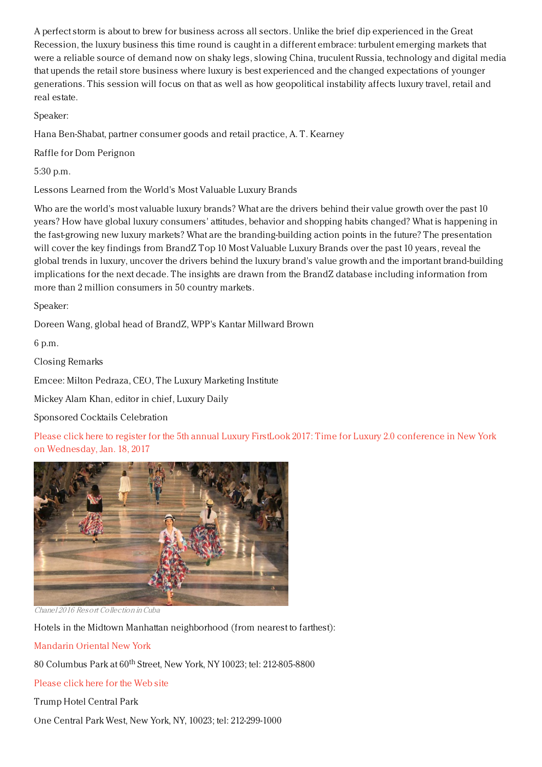A perfect storm is about to brew for business across all sectors. Unlike the brief dip experienced in the Great Recession, the luxury business this time round is caught in a different embrace: turbulent emerging markets that were a reliable source of demand now on shaky legs, slowing China, truculent Russia, technology and digital media that upends the retail store business where luxury is best experienced and the changed expectations of younger generations. This session will focus on that as well as how geopolitical instability affects luxury travel, retail and real estate.

Speaker:

Hana Ben-Shabat, partner consumer goods and retail practice, A. T. Kearney

Raffle for Dom Perignon

5:30 p.m.

Lessons Learned from the World's Most Valuable Luxury Brands

Who are the world's most valuable luxury brands? What are the drivers behind their value growth over the past 10 years? How have global luxury consumers' attitudes, behavior and shopping habits changed? What is happening in the fast-growing new luxury markets? What are the branding-building action points in the future? The presentation will cover the key findings from BrandZ Top 10 Most Valuable Luxury Brands over the past 10 years, reveal the global trends in luxury, uncover the drivers behind the luxury brand's value growth and the important brand-building implications for the next decade. The insights are drawn from the BrandZ database including information from more than 2 million consumers in 50 country markets.

Speaker:

Doreen Wang, global head of BrandZ, WPP's Kantar Millward Brown

6 p.m.

Closing Remarks

Emcee: Milton Pedraza, CEO, The Luxury Marketing Institute

Mickey Alam Khan, editor in chief, Luxury Daily

Sponsored Cocktails Celebration

Please click here to register for the 5th annual Luxury FirstLook 2017: Time for Luxury 2.0 conference in New York on Wednesday, Jan. 18, 2017

*Chanel 2016 Resort Collection in Cuba*

Hotels in the Midtown Manhattan neighborhood (from nearest to farthest):

Mandarin Oriental New York

80 Columbus Park at 60th Street, New York, NY 10023; tel: 212-805-8800

Please click here for the Web site

Trump Hotel Central Park

One Central Park West, New York, NY, 10023; tel: 212-299-1000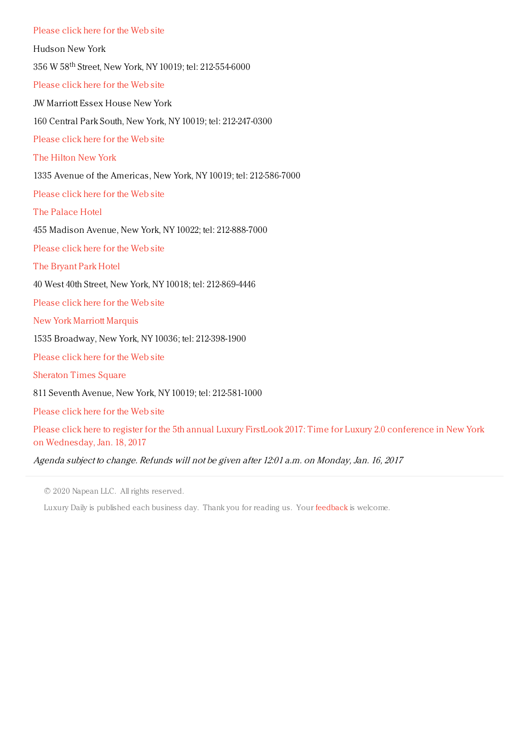Please click here for the Web site

Hudson New York

356 W 58th Street, New York, NY 10019; tel: 212-554-6000

Please click here for the Web site

JW Marriott Essex House New York

160 Central Park South, New York, NY 10019; tel: 212-247-0300

Please click here for the Web site

The Hilton New York

1335 Avenue of the Americas, New York, NY 10019; tel: 212-586-7000

Please click here for the Web site

The Palace Hotel

455 Madison Avenue, New York, NY 10022; tel: 212-888-7000

Please click here for the Web site

The Bryant Park Hotel

40 West 40th Street, New York, NY 10018; tel: 212-869-4446

Please click here for the Web site

New York Marriott Marquis

1535 Broadway, New York, NY 10036; tel: 212-398-1900

Please click here for the Web site

Sheraton Times Square

811 Seventh Avenue, New York, NY 10019; tel: 212-581-1000

Please click here for the Web site

Please click here to register for the 5th annual Luxury FirstLook 2017: Time for Luxury 2.0 conference in New York on Wednesday, Jan. 18, 2017

*Agenda subject to change. Refunds will not be given after 12:01 a.m. on Monday, Jan. 16, 2017*

© 2020 Napean LLC. All rights reserved.

Luxury Daily is published each business day. Thank you for reading us. Your feedback is welcome.